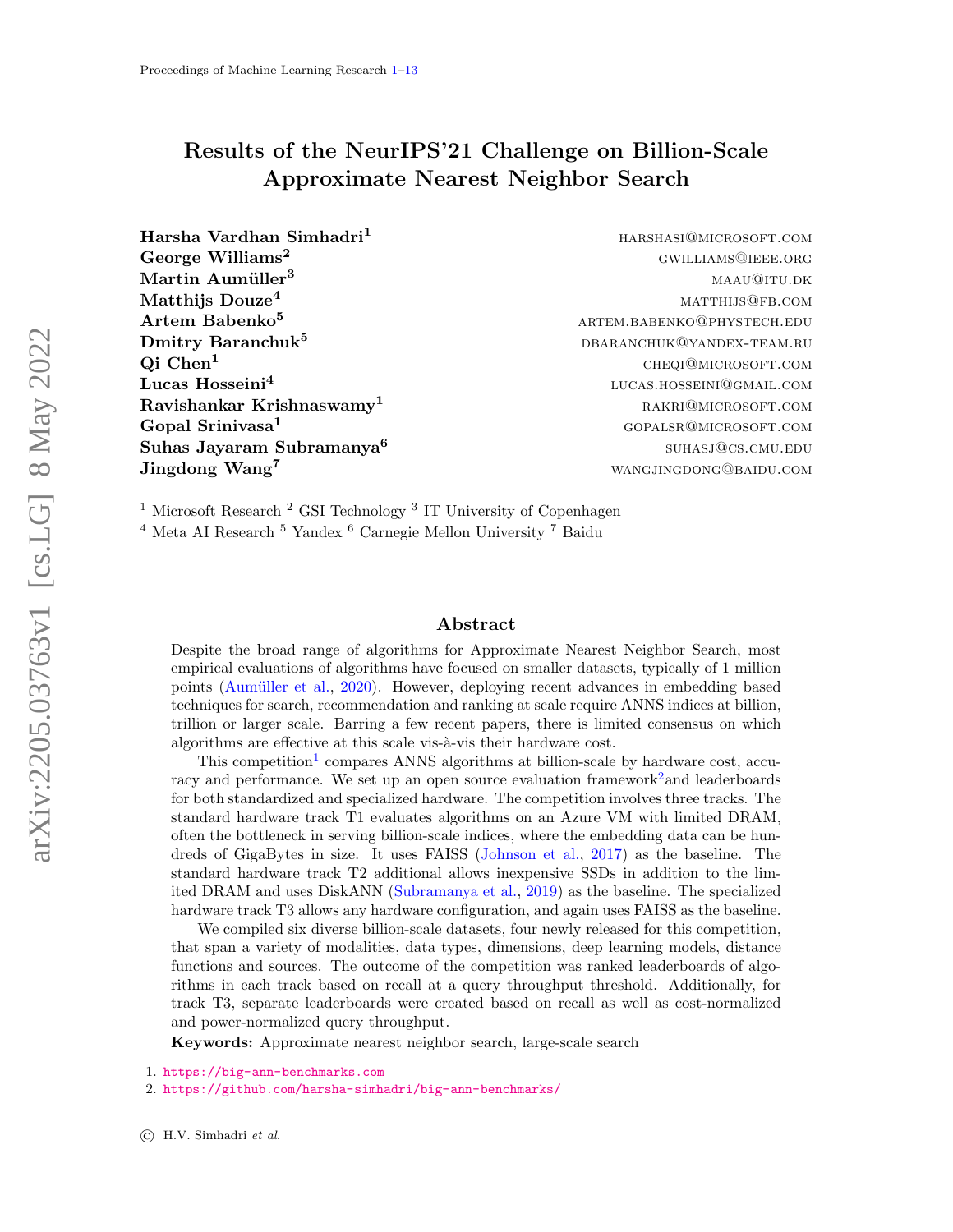# Results of the NeurIPS'21 Challenge on Billion-Scale Approximate Nearest Neighbor Search

**Harsha Vardhan Simhadri**[1] HARSHASI@MICROSOFT.COM
**George Williams**[2] GWILLIAMS@IEEE.ORG
**Martin Aumüller**[3] MAAU@ITU.DK
**Matthijs Douze**[4] MATTHIJS@FB.COM
**Artem Babenko**[5] ARTEM.BABENKO@PHYSTECH.EDU
**Dmitry Baranchuk**[5] DBARANCHUK@YANDEX-TEAM.RU
**Qi Chen**[1] CHEQI@MICROSOFT.COM
**Lucas Hosseini**[4] LUCAS.HOSSEINI@GMAIL.COM
**Ravishankar Krishnaswamy**[1] RAKRI@MICROSOFT.COM
**Gopal Srinivasa**[1] GOPALSR@MICROSOFT.COM
**Suhas Jayaram Subramanya**[6] SUHASJ@CS.CMU.EDU
**Jingdong Wang**[7] WANGJINGDONG@BAIDU.COM

[1] Microsoft Research [2] GSI Technology [3] IT University of Copenhagen
[4] Meta AI Research [5] Yandex [6] Carnegie Mellon University [7] Baidu

## Abstract

Despite the broad range of algorithms for Approximate Nearest Neighbor Search, most empirical evaluations of algorithms have focused on smaller datasets, typically of 1 million points (Aumüller et al., 2020). However, deploying recent advances in embedding based techniques for search, recommendation and ranking at scale require ANNS indices at billion, trillion or larger scale. Barring a few recent papers, there is limited consensus on which algorithms are effective at this scale vis-à-vis their hardware cost.

This competition[1] compares ANNS algorithms at billion-scale by hardware cost, accuracy and performance. We set up an open source evaluation framework[2] and leaderboards for both standardized and specialized hardware. The competition involves three tracks. The standard hardware track T1 evaluates algorithms on an Azure VM with limited DRAM, often the bottleneck in serving billion-scale indices, where the embedding data can be hundreds of GigaBytes in size. It uses FAISS (Johnson et al., 2017) as the baseline. The standard hardware track T2 additional allows inexpensive SSDs in addition to the limited DRAM and uses DiskANN (Subramanya et al., 2019) as the baseline. The specialized hardware track T3 allows any hardware configuration, and again uses FAISS as the baseline.

We compiled six diverse billion-scale datasets, four newly released for this competition, that span a variety of modalities, data types, dimensions, deep learning models, distance functions and sources. The outcome of the competition was ranked leaderboards of algorithms in each track based on recall at a query throughput threshold. Additionally, for track T3, separate leaderboards were created based on recall as well as cost-normalized and power-normalized query throughput.

**Keywords:** Approximate nearest neighbor search, large-scale search

1. https://big-ann-benchmarks.com
2. https://github.com/harsha-simhadri/big-ann-benchmarks/

© H.V. Simhadri *et al.*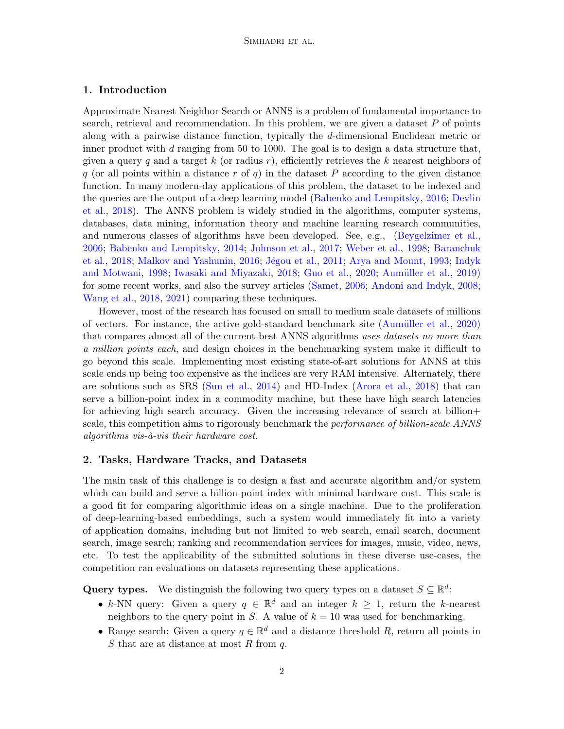## 1. Introduction

Approximate Nearest Neighbor Search or ANNS is a problem of fundamental importance to search, retrieval and recommendation. In this problem, we are given a dataset $P$ of points along with a pairwise distance function, typically the $d$-dimensional Euclidean metric or inner product with $d$ ranging from 50 to 1000. The goal is to design a data structure that, given a query $q$ and a target $k$ (or radius $r$), efficiently retrieves the $k$ nearest neighbors of $q$ (or all points within a distance $r$ of $q$) in the dataset $P$ according to the given distance function. In many modern-day applications of this problem, the dataset to be indexed and the queries are the output of a deep learning model (Babenko and Lempitsky, 2016; Devlin et al., 2018). The ANNS problem is widely studied in the algorithms, computer systems, databases, data mining, information theory and machine learning research communities, and numerous classes of algorithms have been developed. See, e.g., (Beygelzimer et al., 2006; Babenko and Lempitsky, 2014; Johnson et al., 2017; Weber et al., 1998; Baranchuk et al., 2018; Malkov and Yashunin, 2016; Jégou et al., 2011; Arya and Mount, 1993; Indyk and Motwani, 1998; Iwasaki and Miyazaki, 2018; Guo et al., 2020; Aumüller et al., 2019) for some recent works, and also the survey articles (Samet, 2006; Andoni and Indyk, 2008; Wang et al., 2018, 2021) comparing these techniques.

However, most of the research has focused on small to medium scale datasets of millions of vectors. For instance, the active gold-standard benchmark site (Aumüller et al., 2020) that compares almost all of the current-best ANNS algorithms *uses datasets no more than a million points each*, and design choices in the benchmarking system make it difficult to go beyond this scale. Implementing most existing state-of-art solutions for ANNS at this scale ends up being too expensive as the indices are very RAM intensive. Alternately, there are solutions such as SRS (Sun et al., 2014) and HD-Index (Arora et al., 2018) that can serve a billion-point index in a commodity machine, but these have high search latencies for achieving high search accuracy. Given the increasing relevance of search at billion+ scale, this competition aims to rigorously benchmark the *performance of billion-scale ANNS algorithms vis-à-vis their hardware cost*.

## 2. Tasks, Hardware Tracks, and Datasets

The main task of this challenge is to design a fast and accurate algorithm and/or system which can build and serve a billion-point index with minimal hardware cost. This scale is a good fit for comparing algorithmic ideas on a single machine. Due to the proliferation of deep-learning-based embeddings, such a system would immediately fit into a variety of application domains, including but not limited to web search, email search, document search, image search; ranking and recommendation services for images, music, video, news, etc. To test the applicability of the submitted solutions in these diverse use-cases, the competition ran evaluations on datasets representing these applications.

**Query types.** We distinguish the following two query types on a dataset $S \subseteq \mathbb{R}^d$:

- $k$-NN query: Given a query $q \in \mathbb{R}^d$ and an integer $k \geq 1$, return the $k$-nearest neighbors to the query point in $S$. A value of $k = 10$ was used for benchmarking.
- Range search: Given a query $q \in \mathbb{R}^d$ and a distance threshold $R$, return all points in $S$ that are at distance at most $R$ from $q$.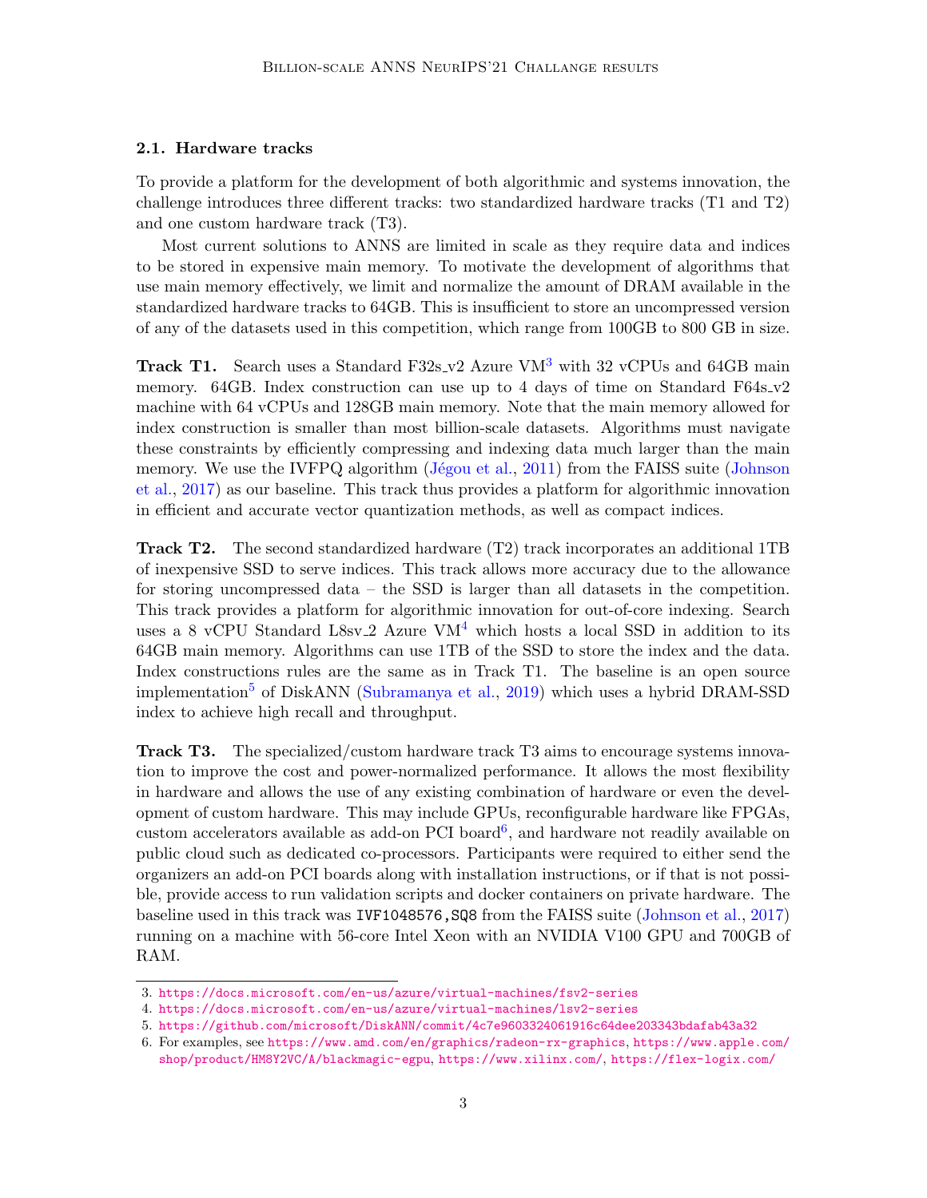### 2.1. Hardware tracks

To provide a platform for the development of both algorithmic and systems innovation, the challenge introduces three different tracks: two standardized hardware tracks (T1 and T2) and one custom hardware track (T3).

Most current solutions to ANNS are limited in scale as they require data and indices to be stored in expensive main memory. To motivate the development of algorithms that use main memory effectively, we limit and normalize the amount of DRAM available in the standardized hardware tracks to 64GB. This is insufficient to store an uncompressed version of any of the datasets used in this competition, which range from 100GB to 800 GB in size.

**Track T1.** Search uses a Standard F32s_v2 Azure VM[3] with 32 vCPUs and 64GB main memory. 64GB. Index construction can use up to 4 days of time on Standard F64s_v2 machine with 64 vCPUs and 128GB main memory. Note that the main memory allowed for index construction is smaller than most billion-scale datasets. Algorithms must navigate these constraints by efficiently compressing and indexing data much larger than the main memory. We use the IVFPQ algorithm (Jégou et al., 2011) from the FAISS suite (Johnson et al., 2017) as our baseline. This track thus provides a platform for algorithmic innovation in efficient and accurate vector quantization methods, as well as compact indices.

**Track T2.** The second standardized hardware (T2) track incorporates an additional 1TB of inexpensive SSD to serve indices. This track allows more accuracy due to the allowance for storing uncompressed data – the SSD is larger than all datasets in the competition. This track provides a platform for algorithmic innovation for out-of-core indexing. Search uses a 8 vCPU Standard L8sv_2 Azure VM[4] which hosts a local SSD in addition to its 64GB main memory. Algorithms can use 1TB of the SSD to store the index and the data. Index constructions rules are the same as in Track T1. The baseline is an open source implementation[5] of DiskANN (Subramanya et al., 2019) which uses a hybrid DRAM-SSD index to achieve high recall and throughput.

**Track T3.** The specialized/custom hardware track T3 aims to encourage systems innovation to improve the cost and power-normalized performance. It allows the most flexibility in hardware and allows the use of any existing combination of hardware or even the development of custom hardware. This may include GPUs, reconfigurable hardware like FPGAs, custom accelerators available as add-on PCI board[6], and hardware not readily available on public cloud such as dedicated co-processors. Participants were required to either send the organizers an add-on PCI boards along with installation instructions, or if that is not possible, provide access to run validation scripts and docker containers on private hardware. The baseline used in this track was `IVF1048576,SQ8` from the FAISS suite (Johnson et al., 2017) running on a machine with 56-core Intel Xeon with an NVIDIA V100 GPU and 700GB of RAM.

---

3. https://docs.microsoft.com/en-us/azure/virtual-machines/fsv2-series
4. https://docs.microsoft.com/en-us/azure/virtual-machines/lsv2-series
5. https://github.com/microsoft/DiskANN/commit/4c7e9603324061916c64dee203343bdafab43a32
6. For examples, see https://www.amd.com/en/graphics/radeon-rx-graphics, https://www.apple.com/shop/product/HM8Y2VC/A/blackmagic-egpu, https://www.xilinx.com/, https://flex-logix.com/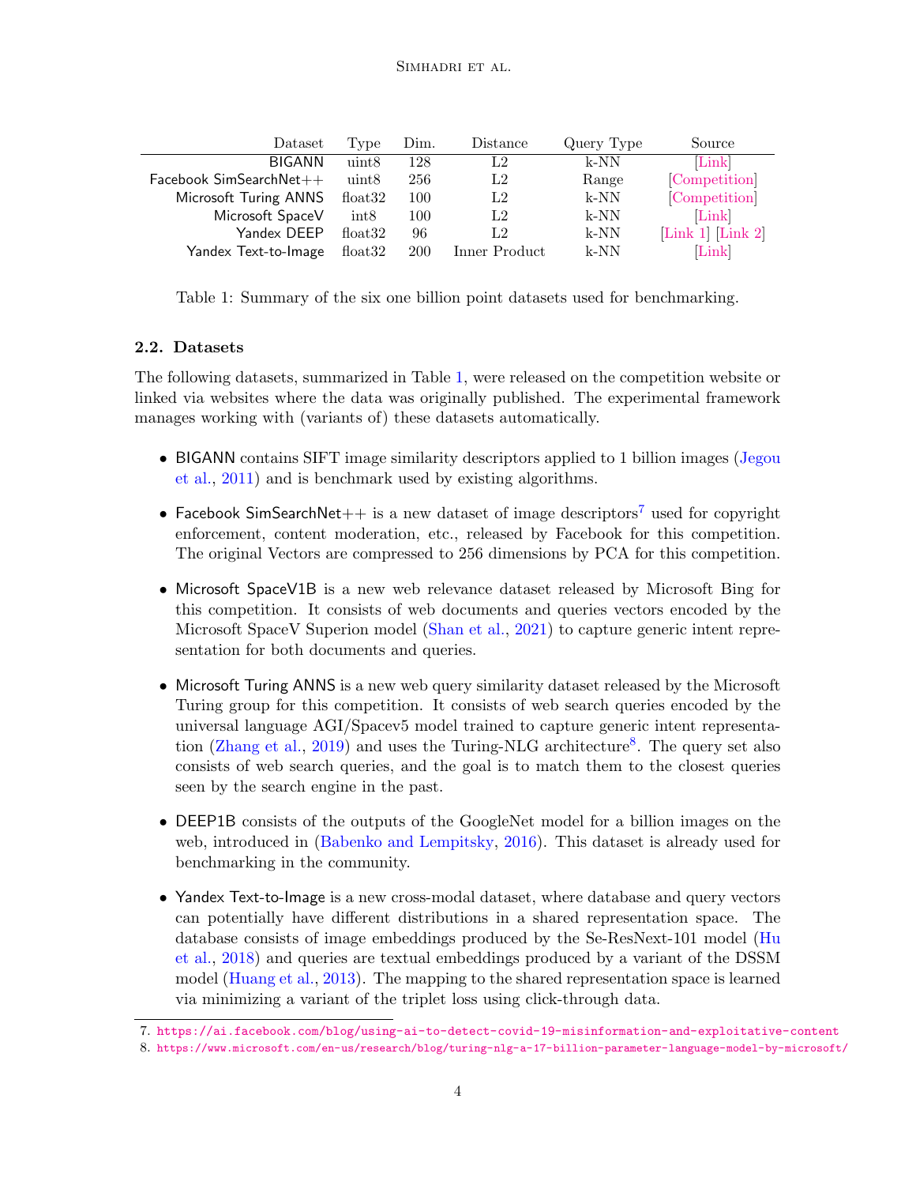| Dataset | Type | Dim. | Distance | Query Type | Source |
|---|---|---|---|---|---|
| BIGANN | uint8 | 128 | L2 | k-NN | [Link] |
| Facebook SimSearchNet++ | uint8 | 256 | L2 | Range | [Competition] |
| Microsoft Turing ANNS | float32 | 100 | L2 | k-NN | [Competition] |
| Microsoft SpaceV | int8 | 100 | L2 | k-NN | [Link] |
| Yandex DEEP | float32 | 96 | L2 | k-NN | [Link 1] [Link 2] |
| Yandex Text-to-Image | float32 | 200 | Inner Product | k-NN | [Link] |

Table 1: Summary of the six one billion point datasets used for benchmarking.

### 2.2. Datasets

The following datasets, summarized in Table 1, were released on the competition website or linked via websites where the data was originally published. The experimental framework manages working with (variants of) these datasets automatically.

- BIGANN contains SIFT image similarity descriptors applied to 1 billion images (Jegou et al., 2011) and is benchmark used by existing algorithms.
- Facebook SimSearchNet++ is a new dataset of image descriptors[7] used for copyright enforcement, content moderation, etc., released by Facebook for this competition. The original Vectors are compressed to 256 dimensions by PCA for this competition.
- Microsoft SpaceV1B is a new web relevance dataset released by Microsoft Bing for this competition. It consists of web documents and queries vectors encoded by the Microsoft SpaceV Superion model (Shan et al., 2021) to capture generic intent representation for both documents and queries.
- Microsoft Turing ANNS is a new web query similarity dataset released by the Microsoft Turing group for this competition. It consists of web search queries encoded by the universal language AGI/Spacev5 model trained to capture generic intent representation (Zhang et al., 2019) and uses the Turing-NLG architecture[8]. The query set also consists of web search queries, and the goal is to match them to the closest queries seen by the search engine in the past.
- DEEP1B consists of the outputs of the GoogleNet model for a billion images on the web, introduced in (Babenko and Lempitsky, 2016). This dataset is already used for benchmarking in the community.
- Yandex Text-to-Image is a new cross-modal dataset, where database and query vectors can potentially have different distributions in a shared representation space. The database consists of image embeddings produced by the Se-ResNext-101 model (Hu et al., 2018) and queries are textual embeddings produced by a variant of the DSSM model (Huang et al., 2013). The mapping to the shared representation space is learned via minimizing a variant of the triplet loss using click-through data.

7. https://ai.facebook.com/blog/using-ai-to-detect-covid-19-misinformation-and-exploitative-content

8. https://www.microsoft.com/en-us/research/blog/turing-nlg-a-17-billion-parameter-language-model-by-microsoft/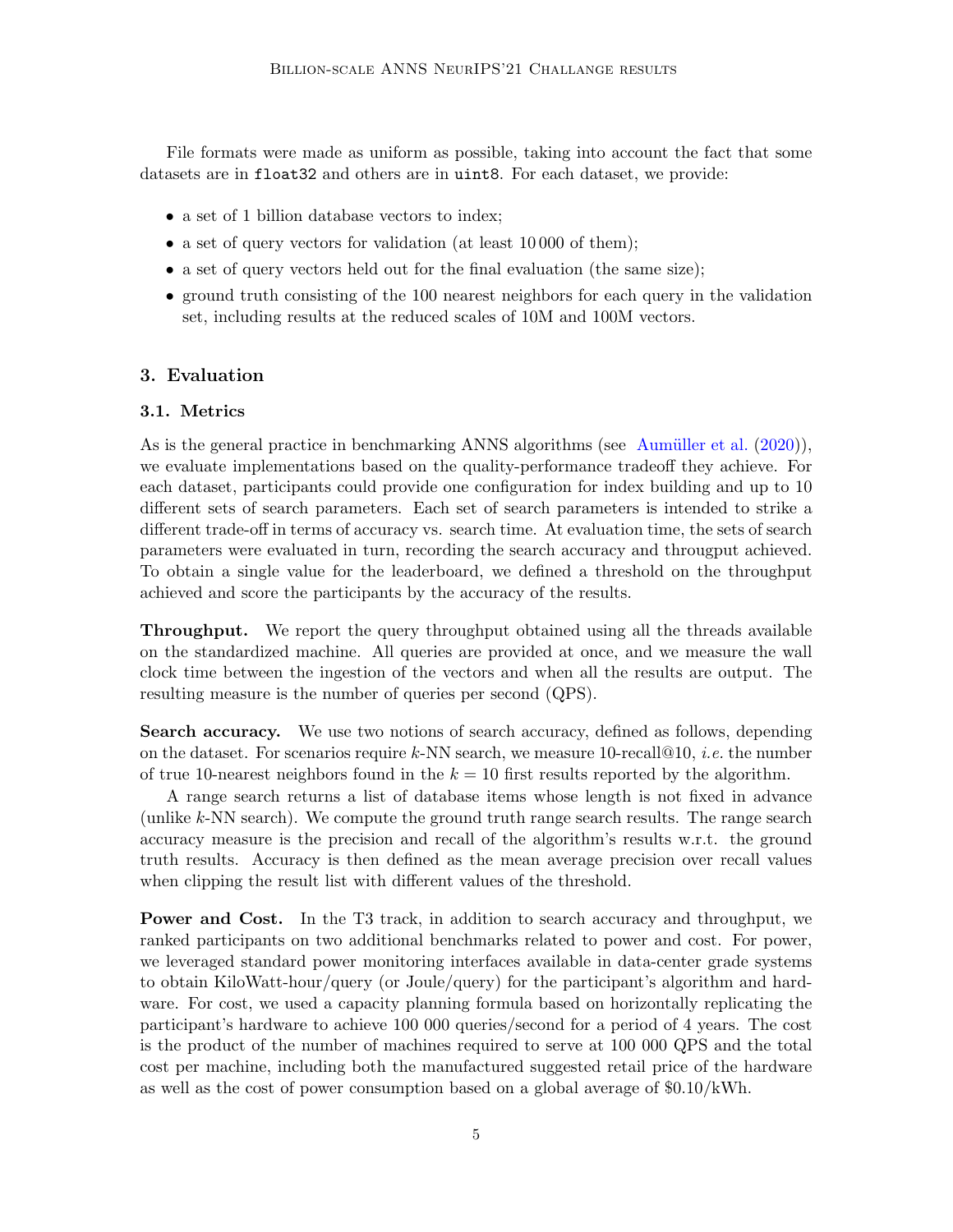File formats were made as uniform as possible, taking into account the fact that some datasets are in `float32` and others are in `uint8`. For each dataset, we provide:

- a set of 1 billion database vectors to index;
- a set of query vectors for validation (at least 10 000 of them);
- a set of query vectors held out for the final evaluation (the same size);
- ground truth consisting of the 100 nearest neighbors for each query in the validation set, including results at the reduced scales of 10M and 100M vectors.

## 3. Evaluation

### 3.1. Metrics

As is the general practice in benchmarking ANNS algorithms (see Aumüller et al. (2020)), we evaluate implementations based on the quality-performance tradeoff they achieve. For each dataset, participants could provide one configuration for index building and up to 10 different sets of search parameters. Each set of search parameters is intended to strike a different trade-off in terms of accuracy vs. search time. At evaluation time, the sets of search parameters were evaluated in turn, recording the search accuracy and througput achieved. To obtain a single value for the leaderboard, we defined a threshold on the throughput achieved and score the participants by the accuracy of the results.

**Throughput.** We report the query throughput obtained using all the threads available on the standardized machine. All queries are provided at once, and we measure the wall clock time between the ingestion of the vectors and when all the results are output. The resulting measure is the number of queries per second (QPS).

**Search accuracy.** We use two notions of search accuracy, defined as follows, depending on the dataset. For scenarios require $k$-NN search, we measure 10-recall@10, *i.e.* the number of true 10-nearest neighbors found in the $k = 10$ first results reported by the algorithm.

A range search returns a list of database items whose length is not fixed in advance (unlike $k$-NN search). We compute the ground truth range search results. The range search accuracy measure is the precision and recall of the algorithm's results w.r.t. the ground truth results. Accuracy is then defined as the mean average precision over recall values when clipping the result list with different values of the threshold.

**Power and Cost.** In the T3 track, in addition to search accuracy and throughput, we ranked participants on two additional benchmarks related to power and cost. For power, we leveraged standard power monitoring interfaces available in data-center grade systems to obtain KiloWatt-hour/query (or Joule/query) for the participant's algorithm and hardware. For cost, we used a capacity planning formula based on horizontally replicating the participant's hardware to achieve 100 000 queries/second for a period of 4 years. The cost is the product of the number of machines required to serve at 100 000 QPS and the total cost per machine, including both the manufactured suggested retail price of the hardware as well as the cost of power consumption based on a global average of \$0.10/kWh.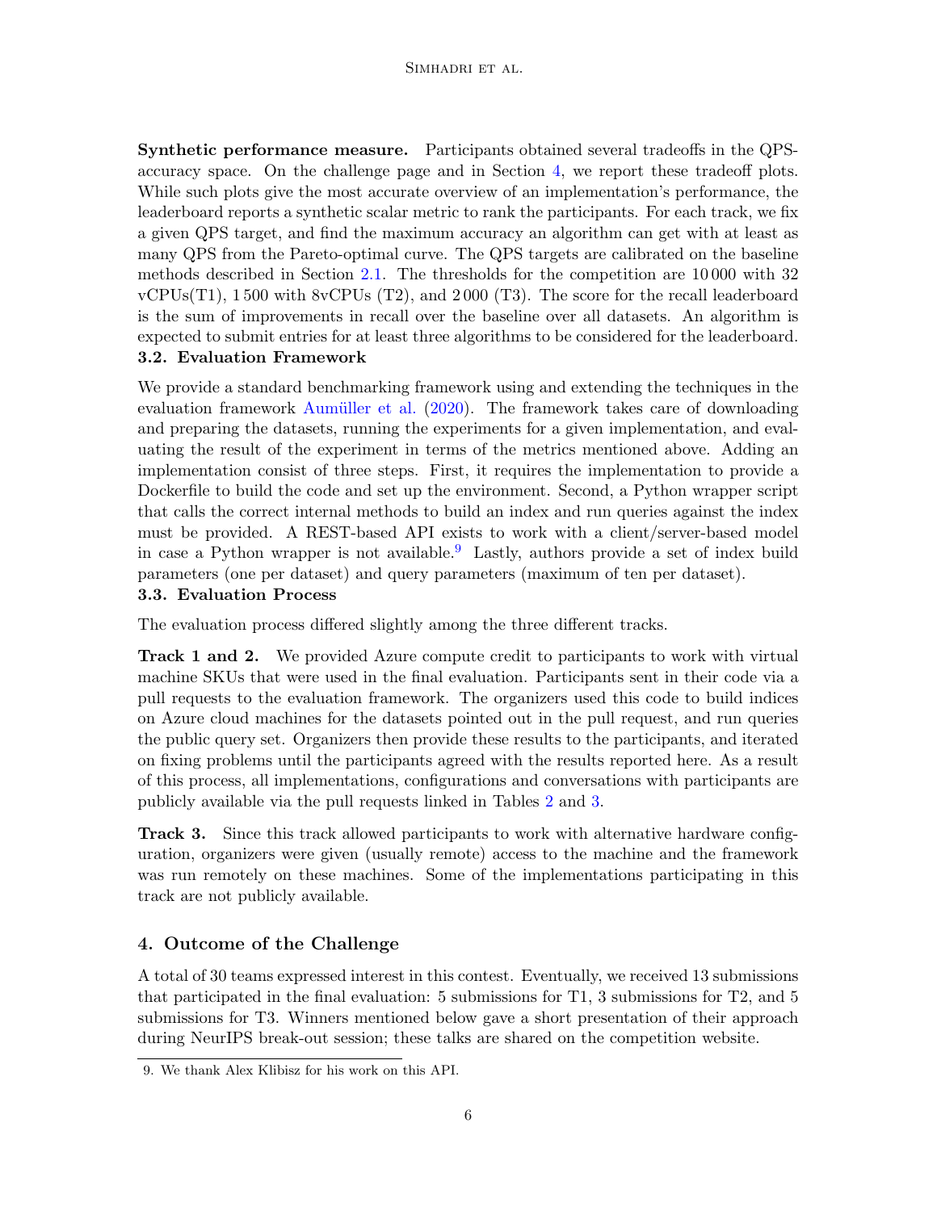**Synthetic performance measure.** Participants obtained several tradeoffs in the QPS-accuracy space. On the challenge page and in Section 4, we report these tradeoff plots. While such plots give the most accurate overview of an implementation's performance, the leaderboard reports a synthetic scalar metric to rank the participants. For each track, we fix a given QPS target, and find the maximum accuracy an algorithm can get with at least as many QPS from the Pareto-optimal curve. The QPS targets are calibrated on the baseline methods described in Section 2.1. The thresholds for the competition are 10 000 with 32 vCPUs(T1), 1 500 with 8vCPUs (T2), and 2 000 (T3). The score for the recall leaderboard is the sum of improvements in recall over the baseline over all datasets. An algorithm is expected to submit entries for at least three algorithms to be considered for the leaderboard.

### 3.2. Evaluation Framework

We provide a standard benchmarking framework using and extending the techniques in the evaluation framework Aumüller et al. (2020). The framework takes care of downloading and preparing the datasets, running the experiments for a given implementation, and evaluating the result of the experiment in terms of the metrics mentioned above. Adding an implementation consist of three steps. First, it requires the implementation to provide a Dockerfile to build the code and set up the environment. Second, a Python wrapper script that calls the correct internal methods to build an index and run queries against the index must be provided. A REST-based API exists to work with a client/server-based model in case a Python wrapper is not available.[9] Lastly, authors provide a set of index build parameters (one per dataset) and query parameters (maximum of ten per dataset).

### 3.3. Evaluation Process

The evaluation process differed slightly among the three different tracks.

**Track 1 and 2.** We provided Azure compute credit to participants to work with virtual machine SKUs that were used in the final evaluation. Participants sent in their code via a pull requests to the evaluation framework. The organizers used this code to build indices on Azure cloud machines for the datasets pointed out in the pull request, and run queries the public query set. Organizers then provide these results to the participants, and iterated on fixing problems until the participants agreed with the results reported here. As a result of this process, all implementations, configurations and conversations with participants are publicly available via the pull requests linked in Tables 2 and 3.

**Track 3.** Since this track allowed participants to work with alternative hardware configuration, organizers were given (usually remote) access to the machine and the framework was run remotely on these machines. Some of the implementations participating in this track are not publicly available.

## 4. Outcome of the Challenge

A total of 30 teams expressed interest in this contest. Eventually, we received 13 submissions that participated in the final evaluation: 5 submissions for T1, 3 submissions for T2, and 5 submissions for T3. Winners mentioned below gave a short presentation of their approach during NeurIPS break-out session; these talks are shared on the competition website.

9. We thank Alex Klibisz for his work on this API.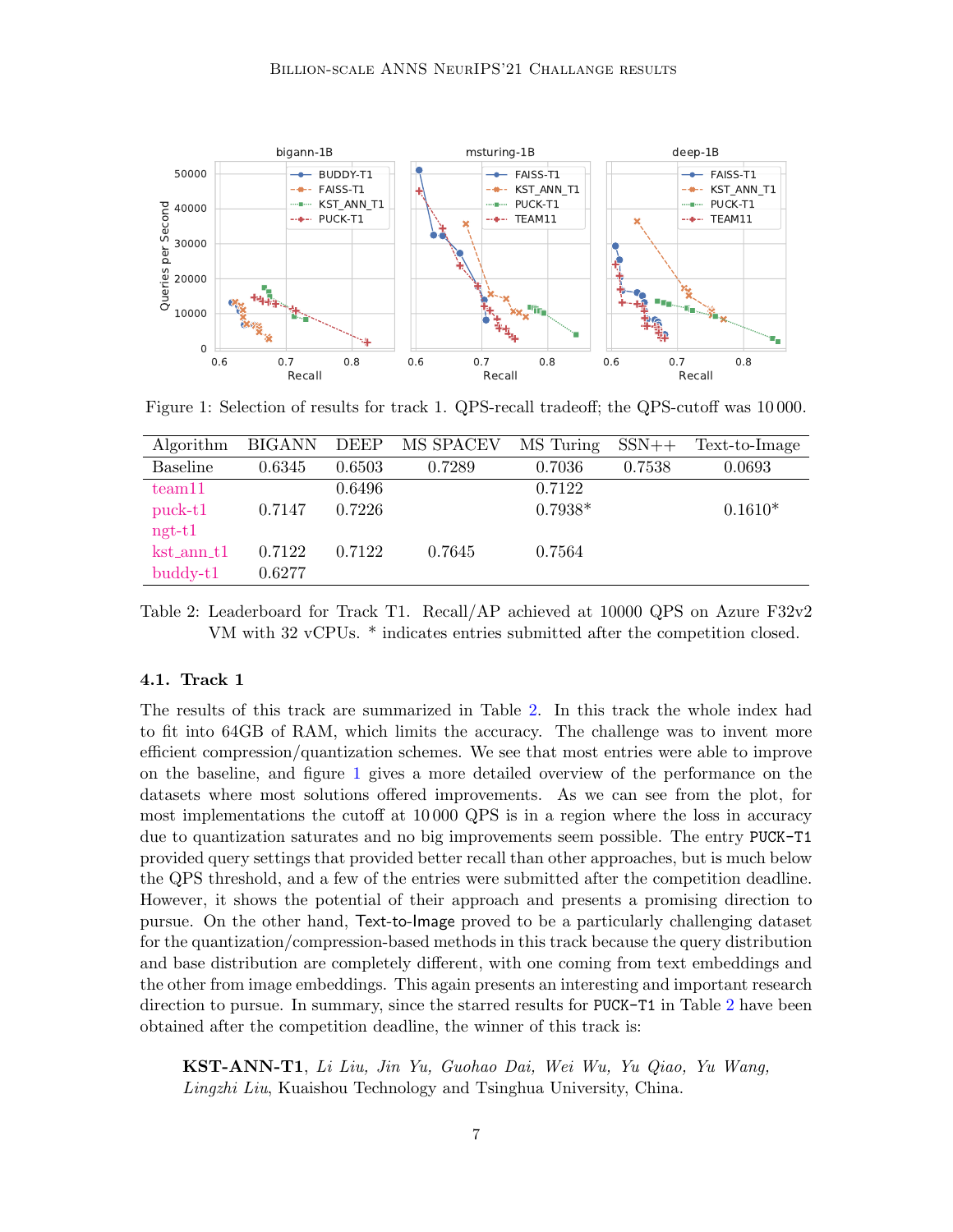Figure 1: Selection of results for track 1. QPS-recall tradeoff; the QPS-cutoff was 10 000.

| Algorithm | BIGANN | DEEP | MS SPACEV | MS Turing | SSN++ | Text-to-Image |
|---|---|---|---|---|---|---|
| Baseline | 0.6345 | 0.6503 | 0.7289 | 0.7036 | 0.7538 | 0.0693 |
| team11 | | 0.6496 | | 0.7122 | | |
| puck-t1 | 0.7147 | 0.7226 | | 0.7938* | | 0.1610* |
| ngt-t1 | | | | | | |
| kst_ann_t1 | 0.7122 | 0.7122 | 0.7645 | 0.7564 | | |
| buddy-t1 | 0.6277 | | | | | |

Table 2: Leaderboard for Track T1. Recall/AP achieved at 10000 QPS on Azure F32v2 VM with 32 vCPUs. * indicates entries submitted after the competition closed.

### 4.1. Track 1

The results of this track are summarized in Table 2. In this track the whole index had to fit into 64GB of RAM, which limits the accuracy. The challenge was to invent more efficient compression/quantization schemes. We see that most entries were able to improve on the baseline, and figure 1 gives a more detailed overview of the performance on the datasets where most solutions offered improvements. As we can see from the plot, for most implementations the cutoff at 10 000 QPS is in a region where the loss in accuracy due to quantization saturates and no big improvements seem possible. The entry PUCK-T1 provided query settings that provided better recall than other approaches, but is much below the QPS threshold, and a few of the entries were submitted after the competition deadline. However, it shows the potential of their approach and presents a promising direction to pursue. On the other hand, Text-to-Image proved to be a particularly challenging dataset for the quantization/compression-based methods in this track because the query distribution and base distribution are completely different, with one coming from text embeddings and the other from image embeddings. This again presents an interesting and important research direction to pursue. In summary, since the starred results for PUCK-T1 in Table 2 have been obtained after the competition deadline, the winner of this track is:

> **KST-ANN-T1**, *Li Liu, Jin Yu, Guohao Dai, Wei Wu, Yu Qiao, Yu Wang, Lingzhi Liu*, Kuaishou Technology and Tsinghua University, China.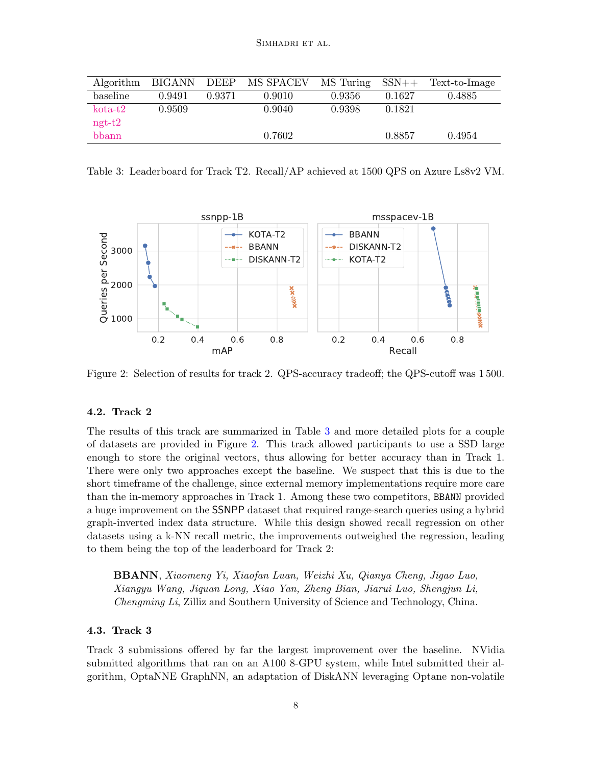| Algorithm | BIGANN | DEEP | MS SPACEV | MS Turing | SSN++ | Text-to-Image |
|---|---|---|---|---|---|---|
| baseline | 0.9491 | 0.9371 | 0.9010 | 0.9356 | 0.1627 | 0.4885 |
| kota-t2 | 0.9509 | | 0.9040 | 0.9398 | 0.1821 | |
| ngt-t2 | | | | | | |
| bbann | | | 0.7602 | | 0.8857 | 0.4954 |

Table 3: Leaderboard for Track T2. Recall/AP achieved at 1500 QPS on Azure Ls8v2 VM.

Figure 2: Selection of results for track 2. QPS-accuracy tradeoff; the QPS-cutoff was 1 500.

### 4.2. Track 2

The results of this track are summarized in Table 3 and more detailed plots for a couple of datasets are provided in Figure 2. This track allowed participants to use a SSD large enough to store the original vectors, thus allowing for better accuracy than in Track 1. There were only two approaches except the baseline. We suspect that this is due to the short timeframe of the challenge, since external memory implementations require more care than the in-memory approaches in Track 1. Among these two competitors, BBANN provided a huge improvement on the SSNPP dataset that required range-search queries using a hybrid graph-inverted index data structure. While this design showed recall regression on other datasets using a k-NN recall metric, the improvements outweighed the regression, leading to them being the top of the leaderboard for Track 2:

> **BBANN**, *Xiaomeng Yi, Xiaofan Luan, Weizhi Xu, Qianya Cheng, Jigao Luo, Xiangyu Wang, Jiquan Long, Xiao Yan, Zheng Bian, Jiarui Luo, Shengjun Li, Chengming Li*, Zilliz and Southern University of Science and Technology, China.

### 4.3. Track 3

Track 3 submissions offered by far the largest improvement over the baseline. NVidia submitted algorithms that ran on an A100 8-GPU system, while Intel submitted their algorithm, OptaNNE GraphNN, an adaptation of DiskANN leveraging Optane non-volatile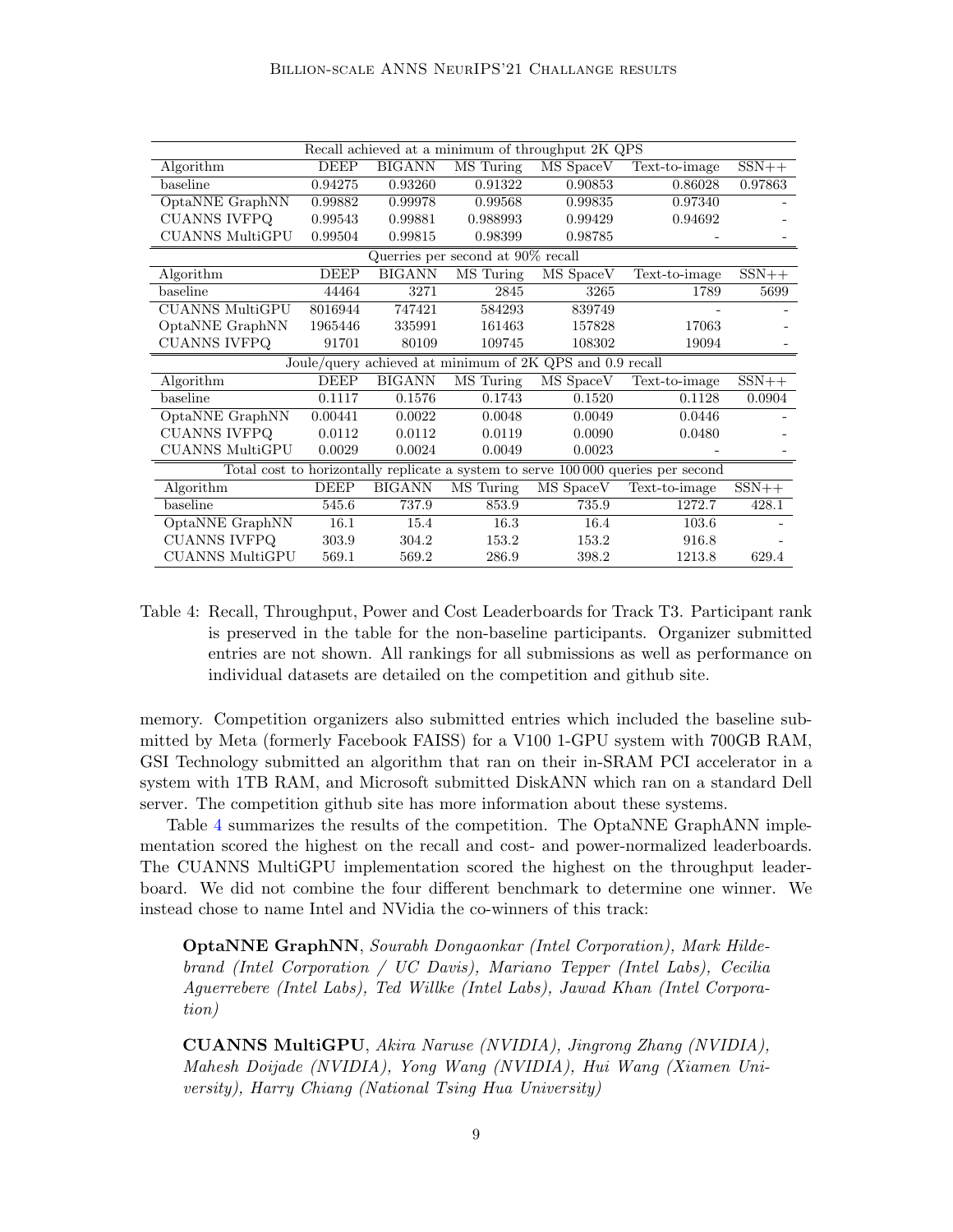| Recall achieved at a minimum of throughput 2K QPS | | | | | | |
|---|---|---|---|---|---|---|
| Algorithm | DEEP | BIGANN | MS Turing | MS SpaceV | Text-to-image | SSN++ |
| baseline | 0.94275 | 0.93260 | 0.91322 | 0.90853 | 0.86028 | 0.97863 |
| OptaNNE GraphNN | 0.99882 | 0.99978 | 0.99568 | 0.99835 | 0.97340 | - |
| CUANNS IVFPQ | 0.99543 | 0.99881 | 0.988993 | 0.99429 | 0.94692 | - |
| CUANNS MultiGPU | 0.99504 | 0.99815 | 0.98399 | 0.98785 | - | - |
| **Querries per second at 90% recall** | | | | | | |
| Algorithm | DEEP | BIGANN | MS Turing | MS SpaceV | Text-to-image | SSN++ |
| baseline | 44464 | 3271 | 2845 | 3265 | 1789 | 5699 |
| CUANNS MultiGPU | 8016944 | 747421 | 584293 | 839749 | - | - |
| OptaNNE GraphNN | 1965446 | 335991 | 161463 | 157828 | 17063 | - |
| CUANNS IVFPQ | 91701 | 80109 | 109745 | 108302 | 19094 | - |
| **Joule/query achieved at minimum of 2K QPS and 0.9 recall** | | | | | | |
| Algorithm | DEEP | BIGANN | MS Turing | MS SpaceV | Text-to-image | SSN++ |
| baseline | 0.1117 | 0.1576 | 0.1743 | 0.1520 | 0.1128 | 0.0904 |
| OptaNNE GraphNN | 0.00441 | 0.0022 | 0.0048 | 0.0049 | 0.0446 | - |
| CUANNS IVFPQ | 0.0112 | 0.0112 | 0.0119 | 0.0090 | 0.0480 | - |
| CUANNS MultiGPU | 0.0029 | 0.0024 | 0.0049 | 0.0023 | - | - |
| **Total cost to horizontally replicate a system to serve 100 000 queries per second** | | | | | | |
| Algorithm | DEEP | BIGANN | MS Turing | MS SpaceV | Text-to-image | SSN++ |
| baseline | 545.6 | 737.9 | 853.9 | 735.9 | 1272.7 | 428.1 |
| OptaNNE GraphNN | 16.1 | 15.4 | 16.3 | 16.4 | 103.6 | - |
| CUANNS IVFPQ | 303.9 | 304.2 | 153.2 | 153.2 | 916.8 | - |
| CUANNS MultiGPU | 569.1 | 569.2 | 286.9 | 398.2 | 1213.8 | 629.4 |

Table 4: Recall, Throughput, Power and Cost Leaderboards for Track T3. Participant rank is preserved in the table for the non-baseline participants. Organizer submitted entries are not shown. All rankings for all submissions as well as performance on individual datasets are detailed on the competition and github site.

memory. Competition organizers also submitted entries which included the baseline submitted by Meta (formerly Facebook FAISS) for a V100 1-GPU system with 700GB RAM, GSI Technology submitted an algorithm that ran on their in-SRAM PCI accelerator in a system with 1TB RAM, and Microsoft submitted DiskANN which ran on a standard Dell server. The competition github site has more information about these systems.

Table 4 summarizes the results of the competition. The OptaNNE GraphANN implementation scored the highest on the recall and cost- and power-normalized leaderboards. The CUANNS MultiGPU implementation scored the highest on the throughput leaderboard. We did not combine the four different benchmark to determine one winner. We instead chose to name Intel and NVidia the co-winners of this track:

> **OptaNNE GraphNN**, *Sourabh Dongaonkar (Intel Corporation), Mark Hildebrand (Intel Corporation / UC Davis), Mariano Tepper (Intel Labs), Cecilia Aguerrebere (Intel Labs), Ted Willke (Intel Labs), Jawad Khan (Intel Corporation)*

> **CUANNS MultiGPU**, *Akira Naruse (NVIDIA), Jingrong Zhang (NVIDIA), Mahesh Doijade (NVIDIA), Yong Wang (NVIDIA), Hui Wang (Xiamen University), Harry Chiang (National Tsing Hua University)*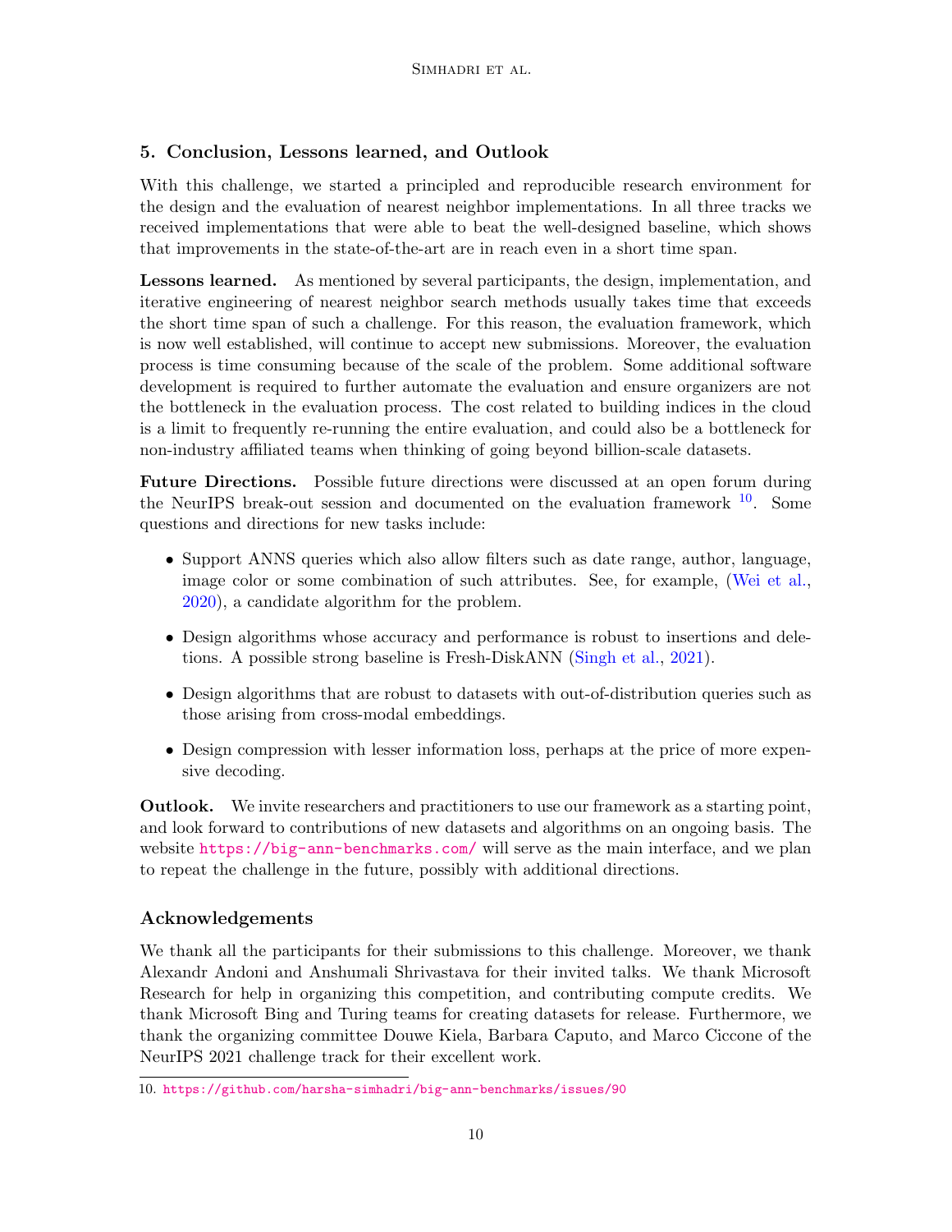## 5. Conclusion, Lessons learned, and Outlook

With this challenge, we started a principled and reproducible research environment for the design and the evaluation of nearest neighbor implementations. In all three tracks we received implementations that were able to beat the well-designed baseline, which shows that improvements in the state-of-the-art are in reach even in a short time span.

**Lessons learned.** As mentioned by several participants, the design, implementation, and iterative engineering of nearest neighbor search methods usually takes time that exceeds the short time span of such a challenge. For this reason, the evaluation framework, which is now well established, will continue to accept new submissions. Moreover, the evaluation process is time consuming because of the scale of the problem. Some additional software development is required to further automate the evaluation and ensure organizers are not the bottleneck in the evaluation process. The cost related to building indices in the cloud is a limit to frequently re-running the entire evaluation, and could also be a bottleneck for non-industry affiliated teams when thinking of going beyond billion-scale datasets.

**Future Directions.** Possible future directions were discussed at an open forum during the NeurIPS break-out session and documented on the evaluation framework [10]. Some questions and directions for new tasks include:

- Support ANNS queries which also allow filters such as date range, author, language, image color or some combination of such attributes. See, for example, (Wei et al., 2020), a candidate algorithm for the problem.
- Design algorithms whose accuracy and performance is robust to insertions and deletions. A possible strong baseline is Fresh-DiskANN (Singh et al., 2021).
- Design algorithms that are robust to datasets with out-of-distribution queries such as those arising from cross-modal embeddings.
- Design compression with lesser information loss, perhaps at the price of more expensive decoding.

**Outlook.** We invite researchers and practitioners to use our framework as a starting point, and look forward to contributions of new datasets and algorithms on an ongoing basis. The website https://big-ann-benchmarks.com/ will serve as the main interface, and we plan to repeat the challenge in the future, possibly with additional directions.

## Acknowledgements

We thank all the participants for their submissions to this challenge. Moreover, we thank Alexandr Andoni and Anshumali Shrivastava for their invited talks. We thank Microsoft Research for help in organizing this competition, and contributing compute credits. We thank Microsoft Bing and Turing teams for creating datasets for release. Furthermore, we thank the organizing committee Douwe Kiela, Barbara Caputo, and Marco Ciccone of the NeurIPS 2021 challenge track for their excellent work.

10. https://github.com/harsha-simhadri/big-ann-benchmarks/issues/90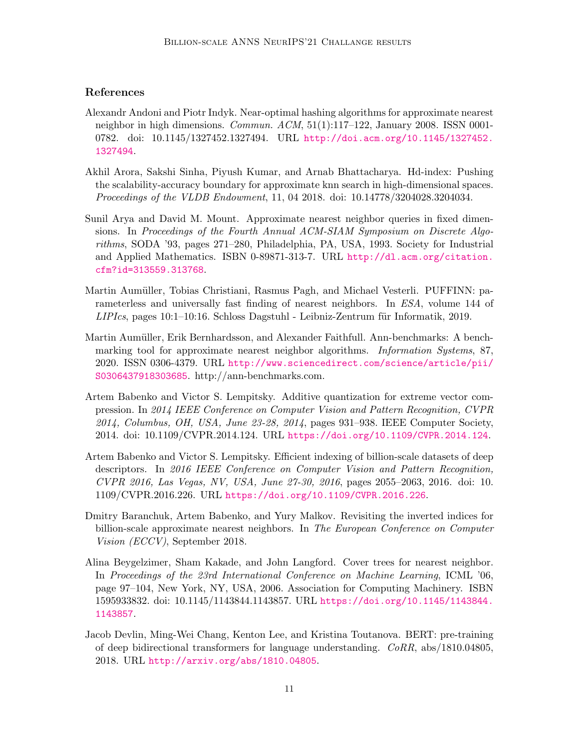## References

Alexandr Andoni and Piotr Indyk. Near-optimal hashing algorithms for approximate nearest neighbor in high dimensions. *Commun. ACM*, 51(1):117–122, January 2008. ISSN 0001-0782. doi: 10.1145/1327452.1327494. URL http://doi.acm.org/10.1145/1327452.1327494.

Akhil Arora, Sakshi Sinha, Piyush Kumar, and Arnab Bhattacharya. Hd-index: Pushing the scalability-accuracy boundary for approximate knn search in high-dimensional spaces. *Proceedings of the VLDB Endowment*, 11, 04 2018. doi: 10.14778/3204028.3204034.

Sunil Arya and David M. Mount. Approximate nearest neighbor queries in fixed dimensions. In *Proceedings of the Fourth Annual ACM-SIAM Symposium on Discrete Algorithms*, SODA '93, pages 271–280, Philadelphia, PA, USA, 1993. Society for Industrial and Applied Mathematics. ISBN 0-89871-313-7. URL http://dl.acm.org/citation.cfm?id=313559.313768.

Martin Aumüller, Tobias Christiani, Rasmus Pagh, and Michael Vesterli. PUFFINN: parameterless and universally fast finding of nearest neighbors. In *ESA*, volume 144 of *LIPIcs*, pages 10:1–10:16. Schloss Dagstuhl - Leibniz-Zentrum für Informatik, 2019.

Martin Aumüller, Erik Bernhardsson, and Alexander Faithfull. Ann-benchmarks: A benchmarking tool for approximate nearest neighbor algorithms. *Information Systems*, 87, 2020. ISSN 0306-4379. URL http://www.sciencedirect.com/science/article/pii/S0306437918303685. http://ann-benchmarks.com.

Artem Babenko and Victor S. Lempitsky. Additive quantization for extreme vector compression. In *2014 IEEE Conference on Computer Vision and Pattern Recognition, CVPR 2014, Columbus, OH, USA, June 23-28, 2014*, pages 931–938. IEEE Computer Society, 2014. doi: 10.1109/CVPR.2014.124. URL https://doi.org/10.1109/CVPR.2014.124.

Artem Babenko and Victor S. Lempitsky. Efficient indexing of billion-scale datasets of deep descriptors. In *2016 IEEE Conference on Computer Vision and Pattern Recognition, CVPR 2016, Las Vegas, NV, USA, June 27-30, 2016*, pages 2055–2063, 2016. doi: 10.1109/CVPR.2016.226. URL https://doi.org/10.1109/CVPR.2016.226.

Dmitry Baranchuk, Artem Babenko, and Yury Malkov. Revisiting the inverted indices for billion-scale approximate nearest neighbors. In *The European Conference on Computer Vision (ECCV)*, September 2018.

Alina Beygelzimer, Sham Kakade, and John Langford. Cover trees for nearest neighbor. In *Proceedings of the 23rd International Conference on Machine Learning*, ICML '06, page 97–104, New York, NY, USA, 2006. Association for Computing Machinery. ISBN 1595933832. doi: 10.1145/1143844.1143857. URL https://doi.org/10.1145/1143844.1143857.

Jacob Devlin, Ming-Wei Chang, Kenton Lee, and Kristina Toutanova. BERT: pre-training of deep bidirectional transformers for language understanding. *CoRR*, abs/1810.04805, 2018. URL http://arxiv.org/abs/1810.04805.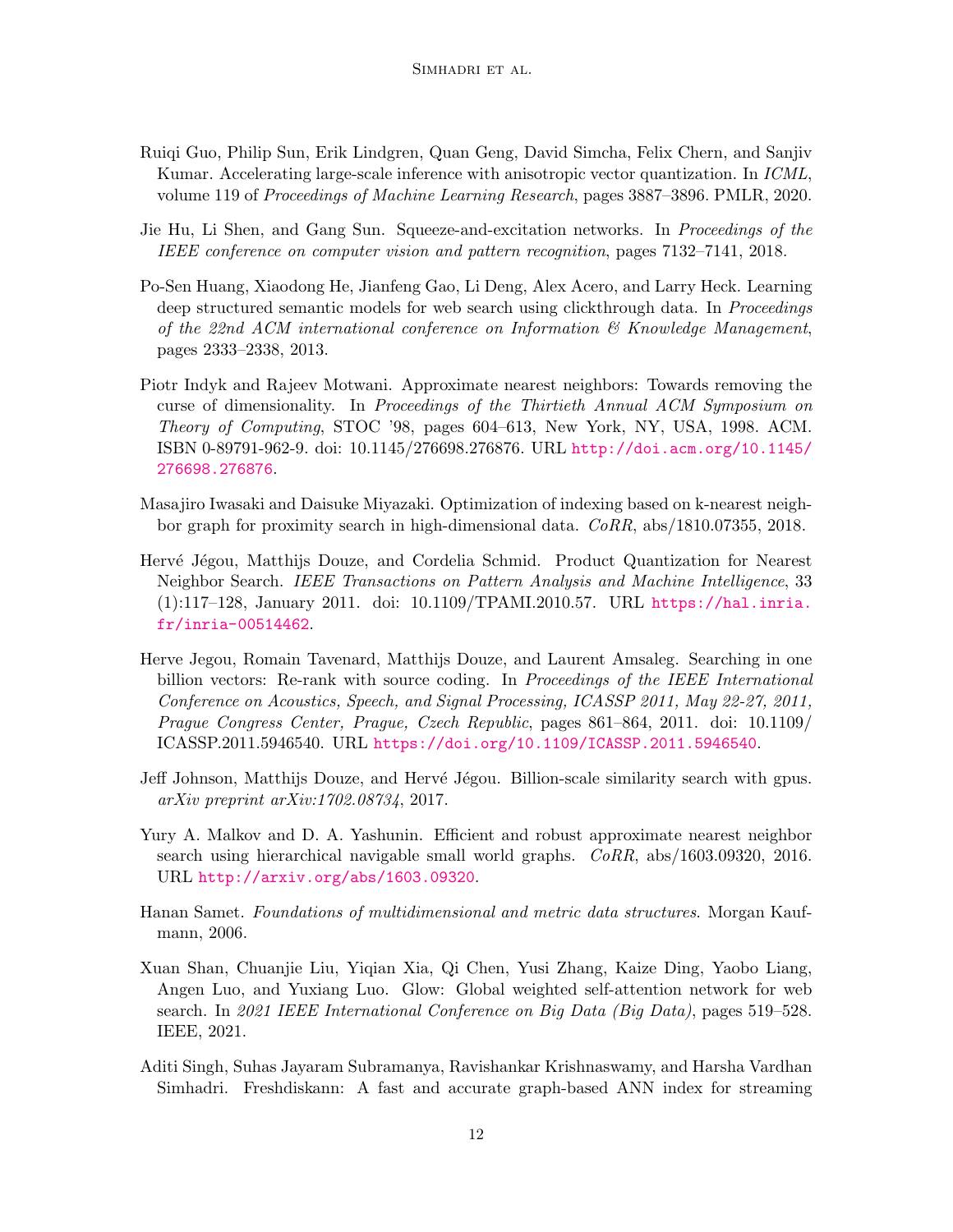Ruiqi Guo, Philip Sun, Erik Lindgren, Quan Geng, David Simcha, Felix Chern, and Sanjiv Kumar. Accelerating large-scale inference with anisotropic vector quantization. In *ICML*, volume 119 of *Proceedings of Machine Learning Research*, pages 3887–3896. PMLR, 2020.

Jie Hu, Li Shen, and Gang Sun. Squeeze-and-excitation networks. In *Proceedings of the IEEE conference on computer vision and pattern recognition*, pages 7132–7141, 2018.

Po-Sen Huang, Xiaodong He, Jianfeng Gao, Li Deng, Alex Acero, and Larry Heck. Learning deep structured semantic models for web search using clickthrough data. In *Proceedings of the 22nd ACM international conference on Information & Knowledge Management*, pages 2333–2338, 2013.

Piotr Indyk and Rajeev Motwani. Approximate nearest neighbors: Towards removing the curse of dimensionality. In *Proceedings of the Thirtieth Annual ACM Symposium on Theory of Computing*, STOC '98, pages 604–613, New York, NY, USA, 1998. ACM. ISBN 0-89791-962-9. doi: 10.1145/276698.276876. URL http://doi.acm.org/10.1145/276698.276876.

Masajiro Iwasaki and Daisuke Miyazaki. Optimization of indexing based on k-nearest neighbor graph for proximity search in high-dimensional data. *CoRR*, abs/1810.07355, 2018.

Hervé Jégou, Matthijs Douze, and Cordelia Schmid. Product Quantization for Nearest Neighbor Search. *IEEE Transactions on Pattern Analysis and Machine Intelligence*, 33 (1):117–128, January 2011. doi: 10.1109/TPAMI.2010.57. URL https://hal.inria.fr/inria-00514462.

Herve Jegou, Romain Tavenard, Matthijs Douze, and Laurent Amsaleg. Searching in one billion vectors: Re-rank with source coding. In *Proceedings of the IEEE International Conference on Acoustics, Speech, and Signal Processing, ICASSP 2011, May 22-27, 2011, Prague Congress Center, Prague, Czech Republic*, pages 861–864, 2011. doi: 10.1109/ICASSP.2011.5946540. URL https://doi.org/10.1109/ICASSP.2011.5946540.

Jeff Johnson, Matthijs Douze, and Hervé Jégou. Billion-scale similarity search with gpus. *arXiv preprint arXiv:1702.08734*, 2017.

Yury A. Malkov and D. A. Yashunin. Efficient and robust approximate nearest neighbor search using hierarchical navigable small world graphs. *CoRR*, abs/1603.09320, 2016. URL http://arxiv.org/abs/1603.09320.

Hanan Samet. *Foundations of multidimensional and metric data structures*. Morgan Kaufmann, 2006.

Xuan Shan, Chuanjie Liu, Yiqian Xia, Qi Chen, Yusi Zhang, Kaize Ding, Yaobo Liang, Angen Luo, and Yuxiang Luo. Glow: Global weighted self-attention network for web search. In *2021 IEEE International Conference on Big Data (Big Data)*, pages 519–528. IEEE, 2021.

Aditi Singh, Suhas Jayaram Subramanya, Ravishankar Krishnaswamy, and Harsha Vardhan Simhadri. Freshdiskann: A fast and accurate graph-based ANN index for streaming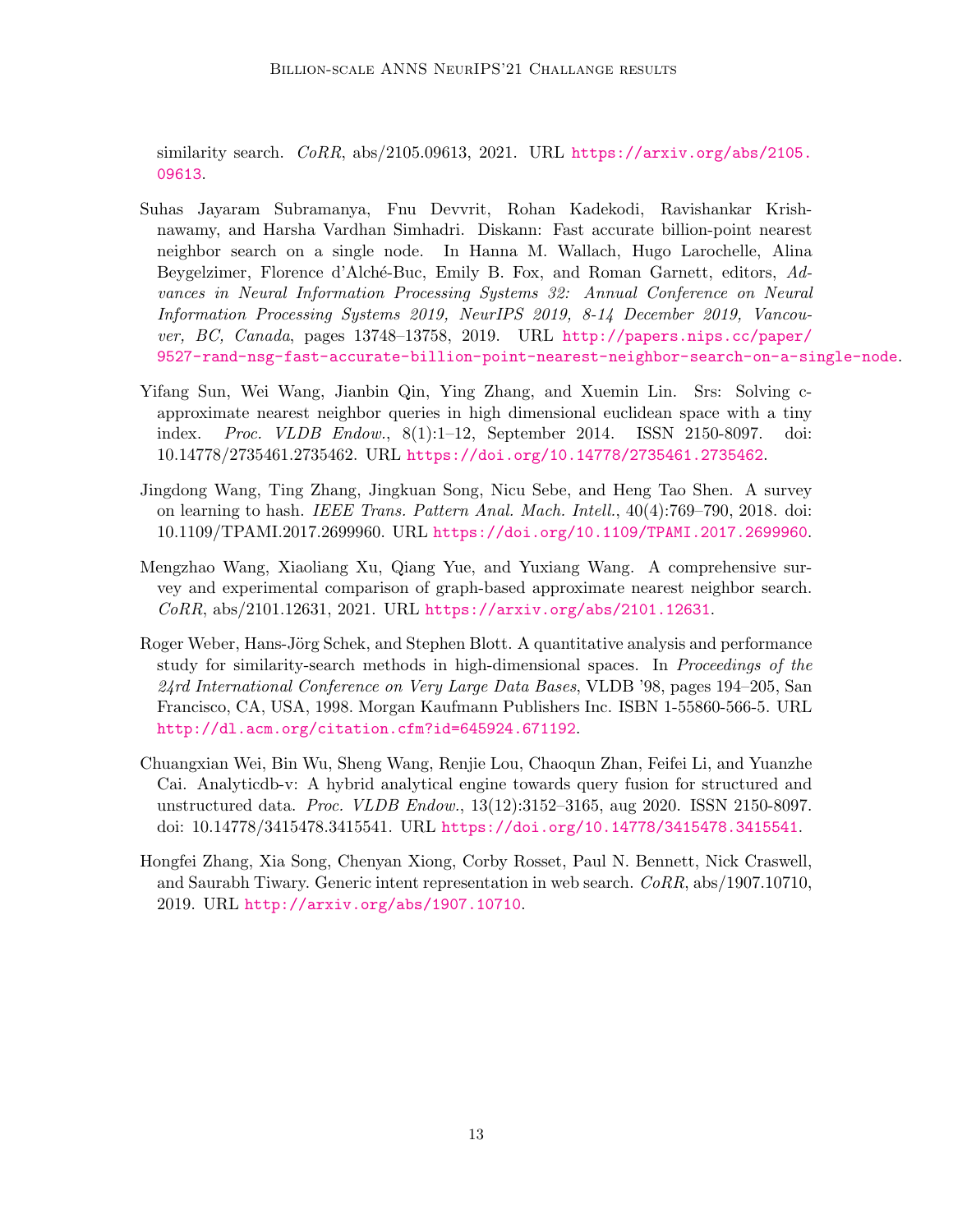similarity search. *CoRR*, abs/2105.09613, 2021. URL https://arxiv.org/abs/2105.09613.

Suhas Jayaram Subramanya, Fnu Devvrit, Rohan Kadekodi, Ravishankar Krishnawamy, and Harsha Vardhan Simhadri. Diskann: Fast accurate billion-point nearest neighbor search on a single node. In Hanna M. Wallach, Hugo Larochelle, Alina Beygelzimer, Florence d'Alché-Buc, Emily B. Fox, and Roman Garnett, editors, *Advances in Neural Information Processing Systems 32: Annual Conference on Neural Information Processing Systems 2019, NeurIPS 2019, 8-14 December 2019, Vancouver, BC, Canada*, pages 13748–13758, 2019. URL http://papers.nips.cc/paper/9527-rand-nsg-fast-accurate-billion-point-nearest-neighbor-search-on-a-single-node.

Yifang Sun, Wei Wang, Jianbin Qin, Ying Zhang, and Xuemin Lin. Srs: Solving c-approximate nearest neighbor queries in high dimensional euclidean space with a tiny index. *Proc. VLDB Endow.*, 8(1):1–12, September 2014. ISSN 2150-8097. doi: 10.14778/2735461.2735462. URL https://doi.org/10.14778/2735461.2735462.

Jingdong Wang, Ting Zhang, Jingkuan Song, Nicu Sebe, and Heng Tao Shen. A survey on learning to hash. *IEEE Trans. Pattern Anal. Mach. Intell.*, 40(4):769–790, 2018. doi: 10.1109/TPAMI.2017.2699960. URL https://doi.org/10.1109/TPAMI.2017.2699960.

Mengzhao Wang, Xiaoliang Xu, Qiang Yue, and Yuxiang Wang. A comprehensive survey and experimental comparison of graph-based approximate nearest neighbor search. *CoRR*, abs/2101.12631, 2021. URL https://arxiv.org/abs/2101.12631.

Roger Weber, Hans-Jörg Schek, and Stephen Blott. A quantitative analysis and performance study for similarity-search methods in high-dimensional spaces. In *Proceedings of the 24rd International Conference on Very Large Data Bases*, VLDB '98, pages 194–205, San Francisco, CA, USA, 1998. Morgan Kaufmann Publishers Inc. ISBN 1-55860-566-5. URL http://dl.acm.org/citation.cfm?id=645924.671192.

Chuangxian Wei, Bin Wu, Sheng Wang, Renjie Lou, Chaoqun Zhan, Feifei Li, and Yuanzhe Cai. Analyticdb-v: A hybrid analytical engine towards query fusion for structured and unstructured data. *Proc. VLDB Endow.*, 13(12):3152–3165, aug 2020. ISSN 2150-8097. doi: 10.14778/3415478.3415541. URL https://doi.org/10.14778/3415478.3415541.

Hongfei Zhang, Xia Song, Chenyan Xiong, Corby Rosset, Paul N. Bennett, Nick Craswell, and Saurabh Tiwary. Generic intent representation in web search. *CoRR*, abs/1907.10710, 2019. URL http://arxiv.org/abs/1907.10710.